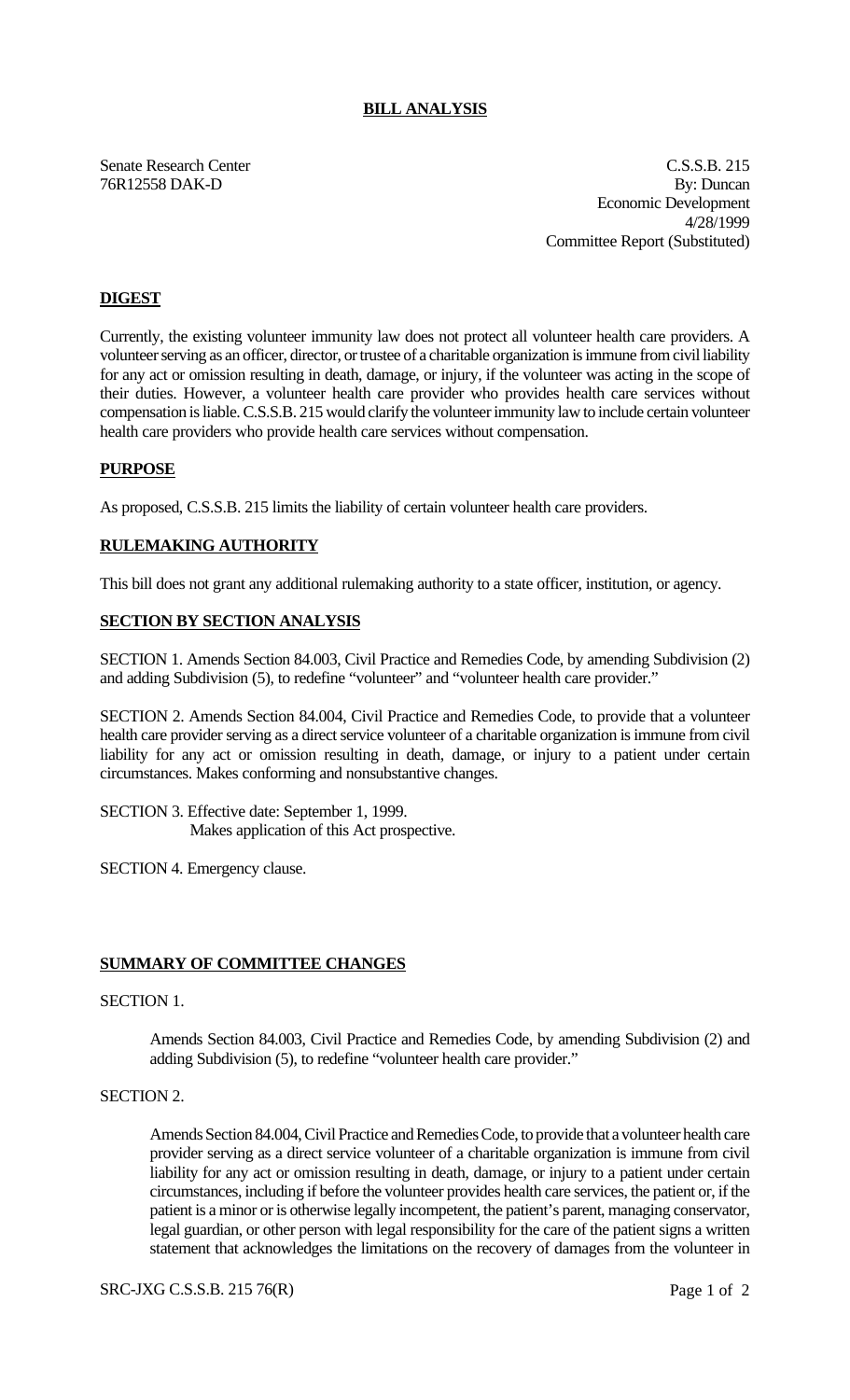# BILL ANALYSIS

Senate Research Center
76R12558 DAK-D

C.S.S.B. 215
By: Duncan
Economic Development
4/28/1999
Committee Report (Substituted)

## DIGEST

Currently, the existing volunteer immunity law does not protect all volunteer health care providers. A volunteer serving as an officer, director, or trustee of a charitable organization is immune from civil liability for any act or omission resulting in death, damage, or injury, if the volunteer was acting in the scope of their duties. However, a volunteer health care provider who provides health care services without compensation is liable. C.S.S.B. 215 would clarify the volunteer immunity law to include certain volunteer health care providers who provide health care services without compensation.

## PURPOSE

As proposed, C.S.S.B. 215 limits the liability of certain volunteer health care providers.

## RULEMAKING AUTHORITY

This bill does not grant any additional rulemaking authority to a state officer, institution, or agency.

## SECTION BY SECTION ANALYSIS

SECTION 1. Amends Section 84.003, Civil Practice and Remedies Code, by amending Subdivision (2) and adding Subdivision (5), to redefine "volunteer" and "volunteer health care provider."

SECTION 2. Amends Section 84.004, Civil Practice and Remedies Code, to provide that a volunteer health care provider serving as a direct service volunteer of a charitable organization is immune from civil liability for any act or omission resulting in death, damage, or injury to a patient under certain circumstances. Makes conforming and nonsubstantive changes.

SECTION 3. Effective date: September 1, 1999.
Makes application of this Act prospective.

SECTION 4. Emergency clause.

## SUMMARY OF COMMITTEE CHANGES

SECTION 1.

Amends Section 84.003, Civil Practice and Remedies Code, by amending Subdivision (2) and adding Subdivision (5), to redefine "volunteer health care provider."

SECTION 2.

Amends Section 84.004, Civil Practice and Remedies Code, to provide that a volunteer health care provider serving as a direct service volunteer of a charitable organization is immune from civil liability for any act or omission resulting in death, damage, or injury to a patient under certain circumstances, including if before the volunteer provides health care services, the patient or, if the patient is a minor or is otherwise legally incompetent, the patient's parent, managing conservator, legal guardian, or other person with legal responsibility for the care of the patient signs a written statement that acknowledges the limitations on the recovery of damages from the volunteer in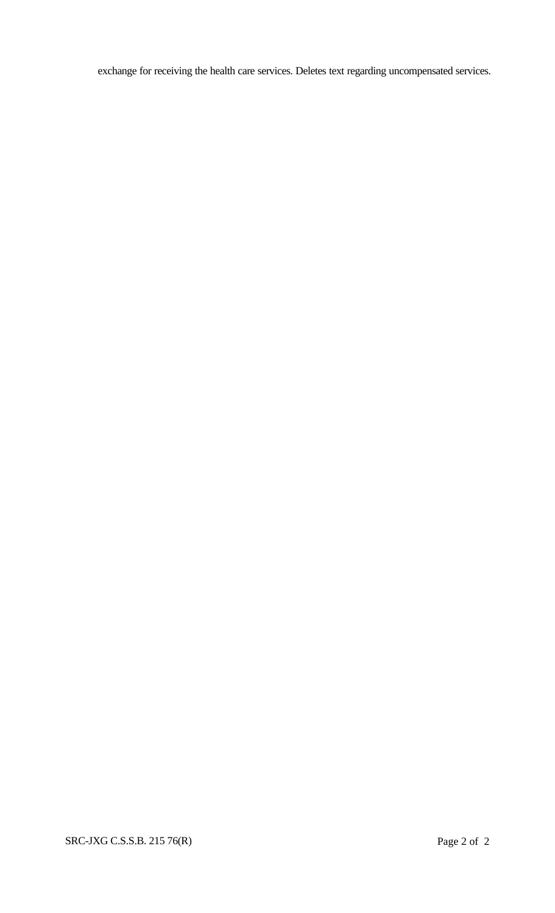exchange for receiving the health care services. Deletes text regarding uncompensated services.